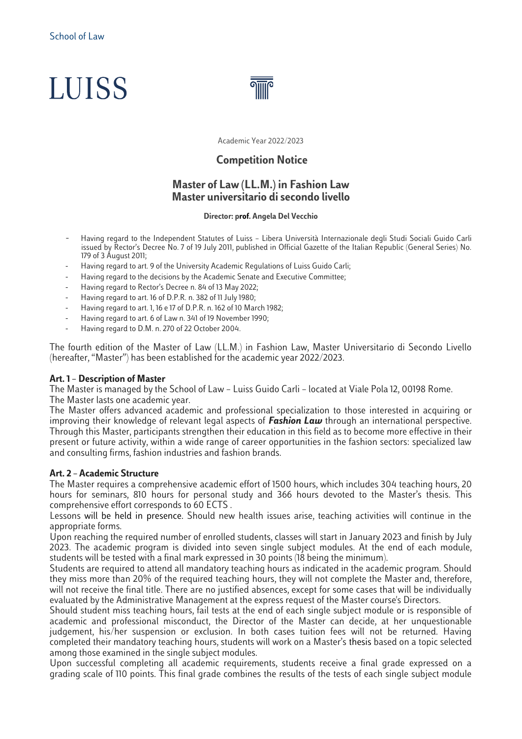School of Law

# LUISS

Academic Year 2022/2023

## Competition Notice

## Master of Law (LL.M.) in Fashion Law
## Master universitario di secondo livello

**Director: prof. Angela Del Vecchio**

- Having regard to the Independent Statutes of Luiss – Libera Università Internazionale degli Studi Sociali Guido Carli issued by Rector's Decree No. 7 of 19 July 2011, published in Official Gazette of the Italian Republic (General Series) No. 179 of 3 August 2011;
- Having regard to art. 9 of the University Academic Regulations of Luiss Guido Carli;
- Having regard to the decisions by the Academic Senate and Executive Committee;
- Having regard to Rector's Decree n. 84 of 13 May 2022;
- Having regard to art. 16 of D.P.R. n. 382 of 11 July 1980;
- Having regard to art. 1, 16 e 17 of D.P.R. n. 162 of 10 March 1982;
- Having regard to art. 6 of Law n. 341 of 19 November 1990;
- Having regard to D.M. n. 270 of 22 October 2004.

The fourth edition of the Master of Law (LL.M.) in Fashion Law, Master Universitario di Secondo Livello (hereafter, "Master") has been established for the academic year 2022/2023.

### Art. 1 – Description of Master

The Master is managed by the School of Law – Luiss Guido Carli – located at Viale Pola 12, 00198 Rome.
The Master lasts one academic year.
The Master offers advanced academic and professional specialization to those interested in acquiring or improving their knowledge of relevant legal aspects of ***Fashion Law*** through an international perspective. Through this Master, participants strengthen their education in this field as to become more effective in their present or future activity, within a wide range of career opportunities in the fashion sectors: specialized law and consulting firms, fashion industries and fashion brands.

### Art. 2 – Academic Structure

The Master requires a comprehensive academic effort of 1500 hours, which includes 304 teaching hours, 20 hours for seminars, 810 hours for personal study and 366 hours devoted to the Master's thesis. This comprehensive effort corresponds to 60 ECTS .
Lessons will be held in presence. Should new health issues arise, teaching activities will continue in the appropriate forms.
Upon reaching the required number of enrolled students, classes will start in January 2023 and finish by July 2023. The academic program is divided into seven single subject modules. At the end of each module, students will be tested with a final mark expressed in 30 points (18 being the minimum).
Students are required to attend all mandatory teaching hours as indicated in the academic program. Should they miss more than 20% of the required teaching hours, they will not complete the Master and, therefore, will not receive the final title. There are no justified absences, except for some cases that will be individually evaluated by the Administrative Management at the express request of the Master course's Directors.
Should student miss teaching hours, fail tests at the end of each single subject module or is responsible of academic and professional misconduct, the Director of the Master can decide, at her unquestionable judgement, his/her suspension or exclusion. In both cases tuition fees will not be returned. Having completed their mandatory teaching hours, students will work on a Master's thesis based on a topic selected among those examined in the single subject modules.
Upon successful completing all academic requirements, students receive a final grade expressed on a grading scale of 110 points. This final grade combines the results of the tests of each single subject module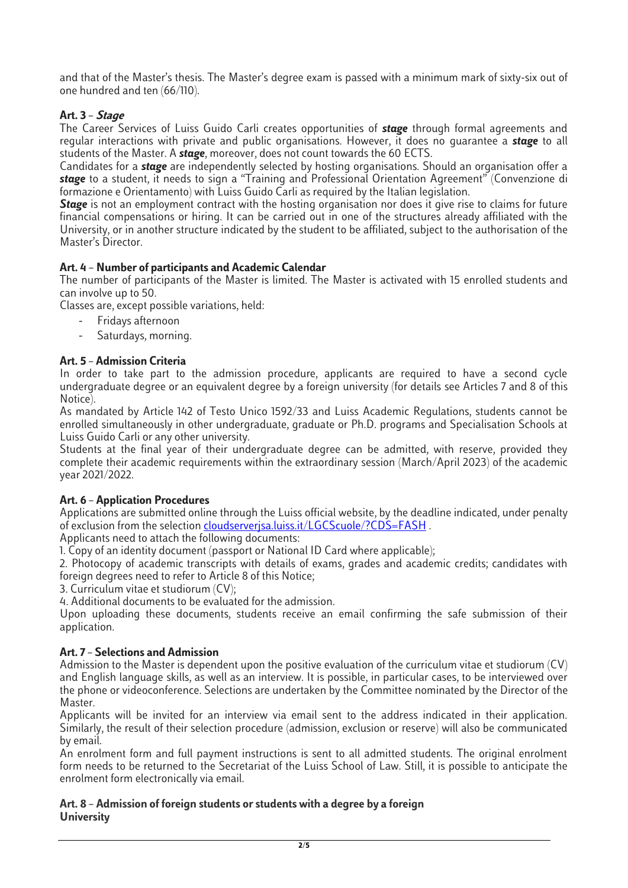and that of the Master's thesis. The Master's degree exam is passed with a minimum mark of sixty-six out of one hundred and ten (66/110).

### Art. 3 – *Stage*

The Career Services of Luiss Guido Carli creates opportunities of ***stage*** through formal agreements and regular interactions with private and public organisations. However, it does no guarantee a ***stage*** to all students of the Master. A ***stage***, moreover, does not count towards the 60 ECTS.

Candidates for a ***stage*** are independently selected by hosting organisations. Should an organisation offer a ***stage*** to a student, it needs to sign a "Training and Professional Orientation Agreement" (Convenzione di formazione e Orientamento) with Luiss Guido Carli as required by the Italian legislation.

***Stage*** is not an employment contract with the hosting organisation nor does it give rise to claims for future financial compensations or hiring. It can be carried out in one of the structures already affiliated with the University, or in another structure indicated by the student to be affiliated, subject to the authorisation of the Master's Director.

### Art. 4 – Number of participants and Academic Calendar

The number of participants of the Master is limited. The Master is activated with 15 enrolled students and can involve up to 50.

Classes are, except possible variations, held:

- Fridays afternoon
- Saturdays, morning.

### Art. 5 – Admission Criteria

In order to take part to the admission procedure, applicants are required to have a second cycle undergraduate degree or an equivalent degree by a foreign university (for details see Articles 7 and 8 of this Notice).

As mandated by Article 142 of Testo Unico 1592/33 and Luiss Academic Regulations, students cannot be enrolled simultaneously in other undergraduate, graduate or Ph.D. programs and Specialisation Schools at Luiss Guido Carli or any other university.

Students at the final year of their undergraduate degree can be admitted, with reserve, provided they complete their academic requirements within the extraordinary session (March/April 2023) of the academic year 2021/2022.

### Art. 6 – Application Procedures

Applications are submitted online through the Luiss official website, by the deadline indicated, under penalty of exclusion from the selection [cloudserverjsa.luiss.it/LGCScuole/?CDS=FASH](cloudserverjsa.luiss.it/LGCScuole/?CDS=FASH) .

Applicants need to attach the following documents:

1. Copy of an identity document (passport or National ID Card where applicable);
2. Photocopy of academic transcripts with details of exams, grades and academic credits; candidates with foreign degrees need to refer to Article 8 of this Notice;
3. Curriculum vitae et studiorum (CV);
4. Additional documents to be evaluated for the admission.

Upon uploading these documents, students receive an email confirming the safe submission of their application.

### Art. 7 – Selections and Admission

Admission to the Master is dependent upon the positive evaluation of the curriculum vitae et studiorum (CV) and English language skills, as well as an interview. It is possible, in particular cases, to be interviewed over the phone or videoconference. Selections are undertaken by the Committee nominated by the Director of the Master.

Applicants will be invited for an interview via email sent to the address indicated in their application. Similarly, the result of their selection procedure (admission, exclusion or reserve) will also be communicated by email.

An enrolment form and full payment instructions is sent to all admitted students. The original enrolment form needs to be returned to the Secretariat of the Luiss School of Law. Still, it is possible to anticipate the enrolment form electronically via email.

### Art. 8 – Admission of foreign students or students with a degree by a foreign University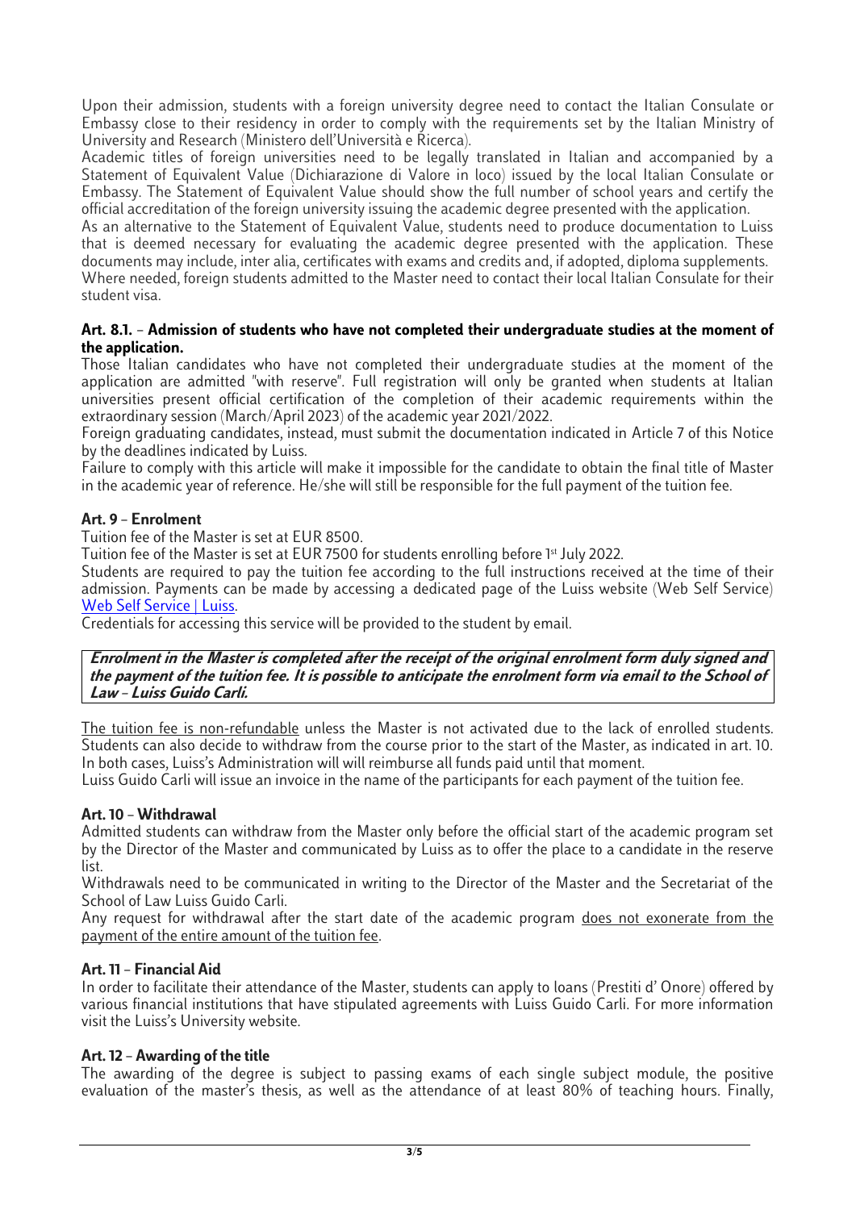Upon their admission, students with a foreign university degree need to contact the Italian Consulate or Embassy close to their residency in order to comply with the requirements set by the Italian Ministry of University and Research (Ministero dell'Università e Ricerca).

Academic titles of foreign universities need to be legally translated in Italian and accompanied by a Statement of Equivalent Value (Dichiarazione di Valore in loco) issued by the local Italian Consulate or Embassy. The Statement of Equivalent Value should show the full number of school years and certify the official accreditation of the foreign university issuing the academic degree presented with the application.

As an alternative to the Statement of Equivalent Value, students need to produce documentation to Luiss that is deemed necessary for evaluating the academic degree presented with the application. These documents may include, inter alia, certificates with exams and credits and, if adopted, diploma supplements.

Where needed, foreign students admitted to the Master need to contact their local Italian Consulate for their student visa.

### Art. 8.1. – Admission of students who have not completed their undergraduate studies at the moment of the application.

Those Italian candidates who have not completed their undergraduate studies at the moment of the application are admitted "with reserve". Full registration will only be granted when students at Italian universities present official certification of the completion of their academic requirements within the extraordinary session (March/April 2023) of the academic year 2021/2022.

Foreign graduating candidates, instead, must submit the documentation indicated in Article 7 of this Notice by the deadlines indicated by Luiss.

Failure to comply with this article will make it impossible for the candidate to obtain the final title of Master in the academic year of reference. He/she will still be responsible for the full payment of the tuition fee.

### Art. 9 – Enrolment

Tuition fee of the Master is set at EUR 8500.

Tuition fee of the Master is set at EUR 7500 for students enrolling before 1st July 2022.

Students are required to pay the tuition fee according to the full instructions received at the time of their admission. Payments can be made by accessing a dedicated page of the Luiss website (Web Self Service) [Web Self Service | Luiss](Web Self Service | Luiss).

Credentials for accessing this service will be provided to the student by email.

***Enrolment in the Master is completed after the receipt of the original enrolment form duly signed and the payment of the tuition fee. It is possible to anticipate the enrolment form via email to the School of Law – Luiss Guido Carli.***

The tuition fee is non-refundable unless the Master is not activated due to the lack of enrolled students. Students can also decide to withdraw from the course prior to the start of the Master, as indicated in art. 10. In both cases, Luiss's Administration will will reimburse all funds paid until that moment.

Luiss Guido Carli will issue an invoice in the name of the participants for each payment of the tuition fee.

### Art. 10 – Withdrawal

Admitted students can withdraw from the Master only before the official start of the academic program set by the Director of the Master and communicated by Luiss as to offer the place to a candidate in the reserve list.

Withdrawals need to be communicated in writing to the Director of the Master and the Secretariat of the School of Law Luiss Guido Carli.

Any request for withdrawal after the start date of the academic program does not exonerate from the payment of the entire amount of the tuition fee.

### Art. 11 – Financial Aid

In order to facilitate their attendance of the Master, students can apply to loans (Prestiti d' Onore) offered by various financial institutions that have stipulated agreements with Luiss Guido Carli. For more information visit the Luiss's University website.

### Art. 12 – Awarding of the title

The awarding of the degree is subject to passing exams of each single subject module, the positive evaluation of the master's thesis, as well as the attendance of at least 80% of teaching hours. Finally,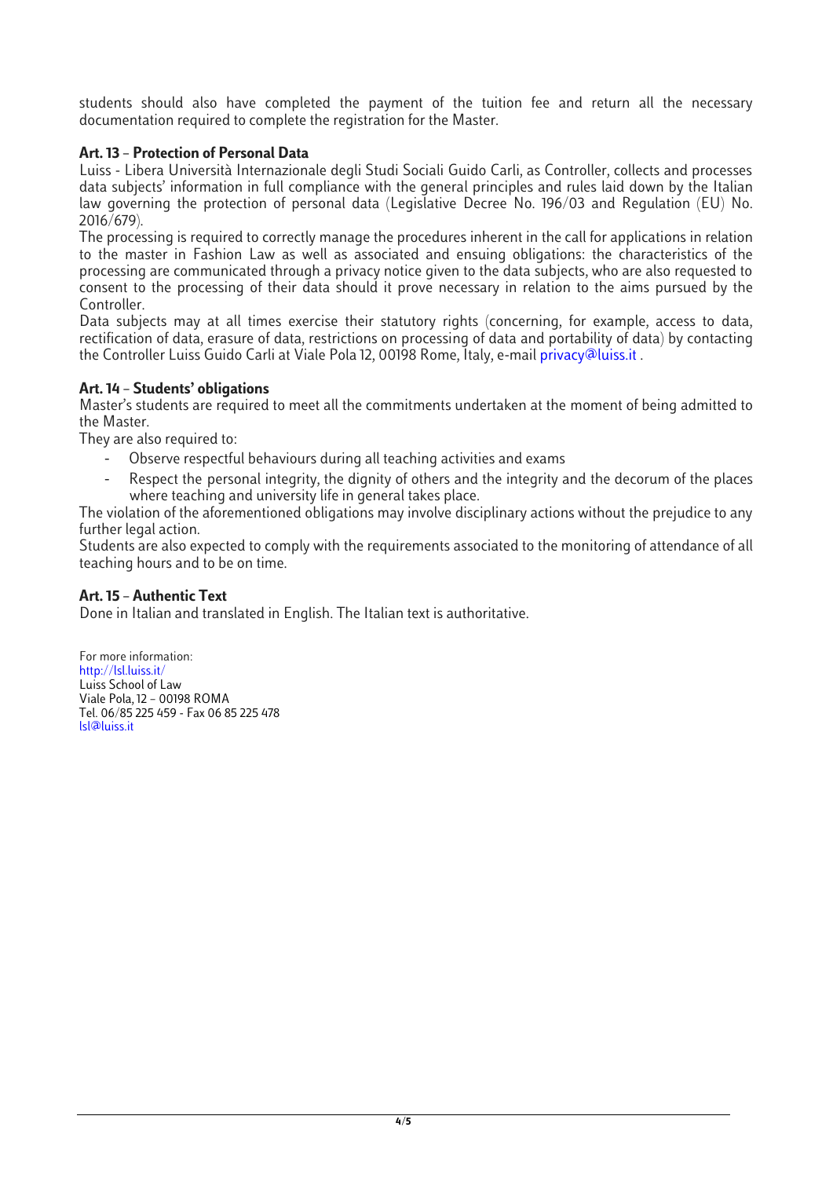students should also have completed the payment of the tuition fee and return all the necessary documentation required to complete the registration for the Master.

### Art. 13 – Protection of Personal Data

Luiss - Libera Università Internazionale degli Studi Sociali Guido Carli, as Controller, collects and processes data subjects' information in full compliance with the general principles and rules laid down by the Italian law governing the protection of personal data (Legislative Decree No. 196/03 and Regulation (EU) No. 2016/679).

The processing is required to correctly manage the procedures inherent in the call for applications in relation to the master in Fashion Law as well as associated and ensuing obligations: the characteristics of the processing are communicated through a privacy notice given to the data subjects, who are also requested to consent to the processing of their data should it prove necessary in relation to the aims pursued by the Controller.

Data subjects may at all times exercise their statutory rights (concerning, for example, access to data, rectification of data, erasure of data, restrictions on processing of data and portability of data) by contacting the Controller Luiss Guido Carli at Viale Pola 12, 00198 Rome, Italy, e-mail privacy@luiss.it .

### Art. 14 – Students' obligations

Master's students are required to meet all the commitments undertaken at the moment of being admitted to the Master.

They are also required to:

- Observe respectful behaviours during all teaching activities and exams
- Respect the personal integrity, the dignity of others and the integrity and the decorum of the places where teaching and university life in general takes place.

The violation of the aforementioned obligations may involve disciplinary actions without the prejudice to any further legal action.

Students are also expected to comply with the requirements associated to the monitoring of attendance of all teaching hours and to be on time.

### Art. 15 – Authentic Text

Done in Italian and translated in English. The Italian text is authoritative.

For more information:
http://lsl.luiss.it/
Luiss School of Law
Viale Pola, 12 – 00198 ROMA
Tel. 06/85 225 459 - Fax 06 85 225 478
lsl@luiss.it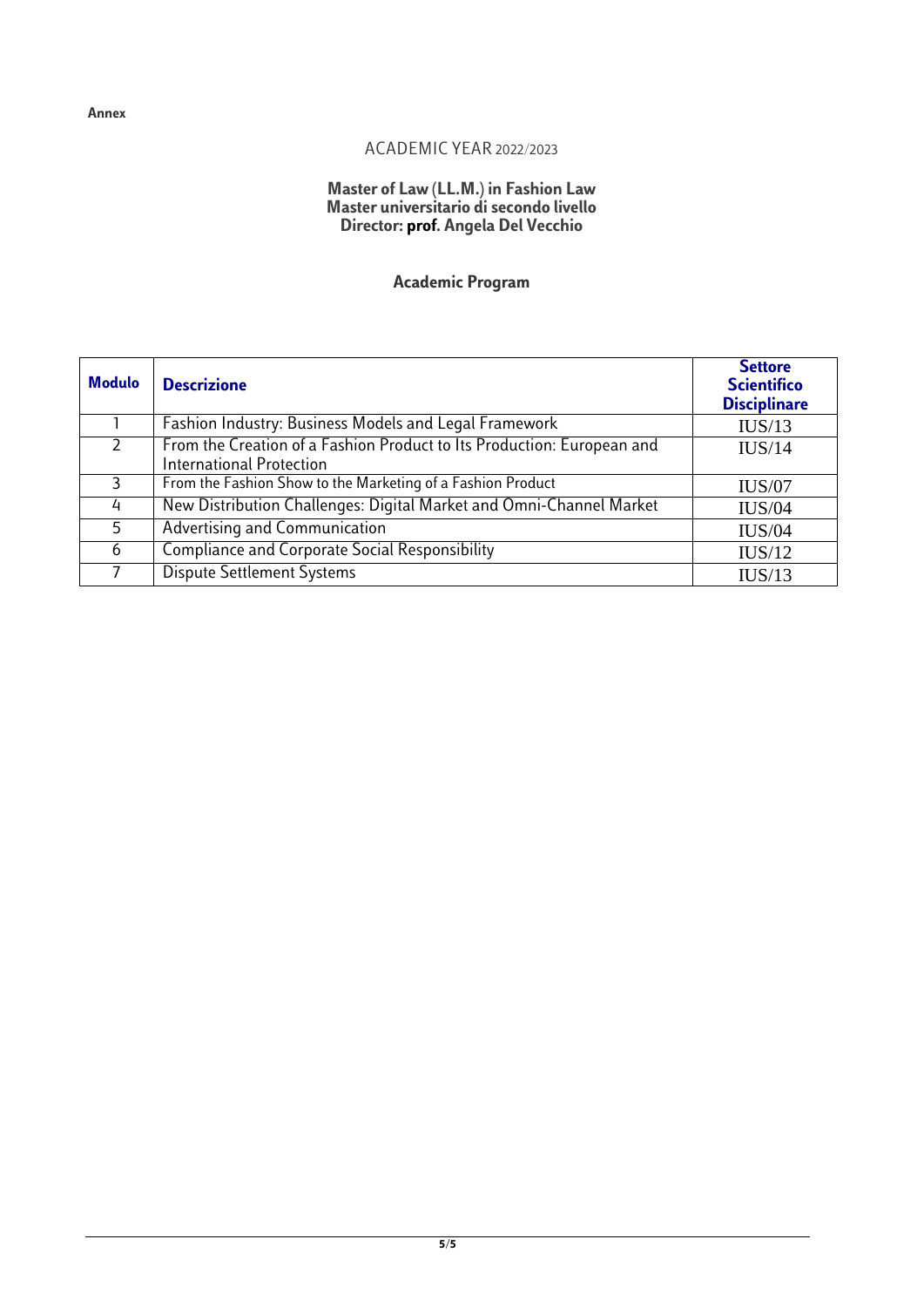**Annex**

ACADEMIC YEAR 2022/2023

**Master of Law (LL.M.) in Fashion Law**
**Master universitario di secondo livello**
**Director: prof. Angela Del Vecchio**

## Academic Program

| Modulo | Descrizione | Settore Scientifico Disciplinare |
|---|---|---|
| 1 | Fashion Industry: Business Models and Legal Framework | IUS/13 |
| 2 | From the Creation of a Fashion Product to Its Production: European and International Protection | IUS/14 |
| 3 | From the Fashion Show to the Marketing of a Fashion Product | IUS/07 |
| 4 | New Distribution Challenges: Digital Market and Omni-Channel Market | IUS/04 |
| 5 | Advertising and Communication | IUS/04 |
| 6 | Compliance and Corporate Social Responsibility | IUS/12 |
| 7 | Dispute Settlement Systems | IUS/13 |